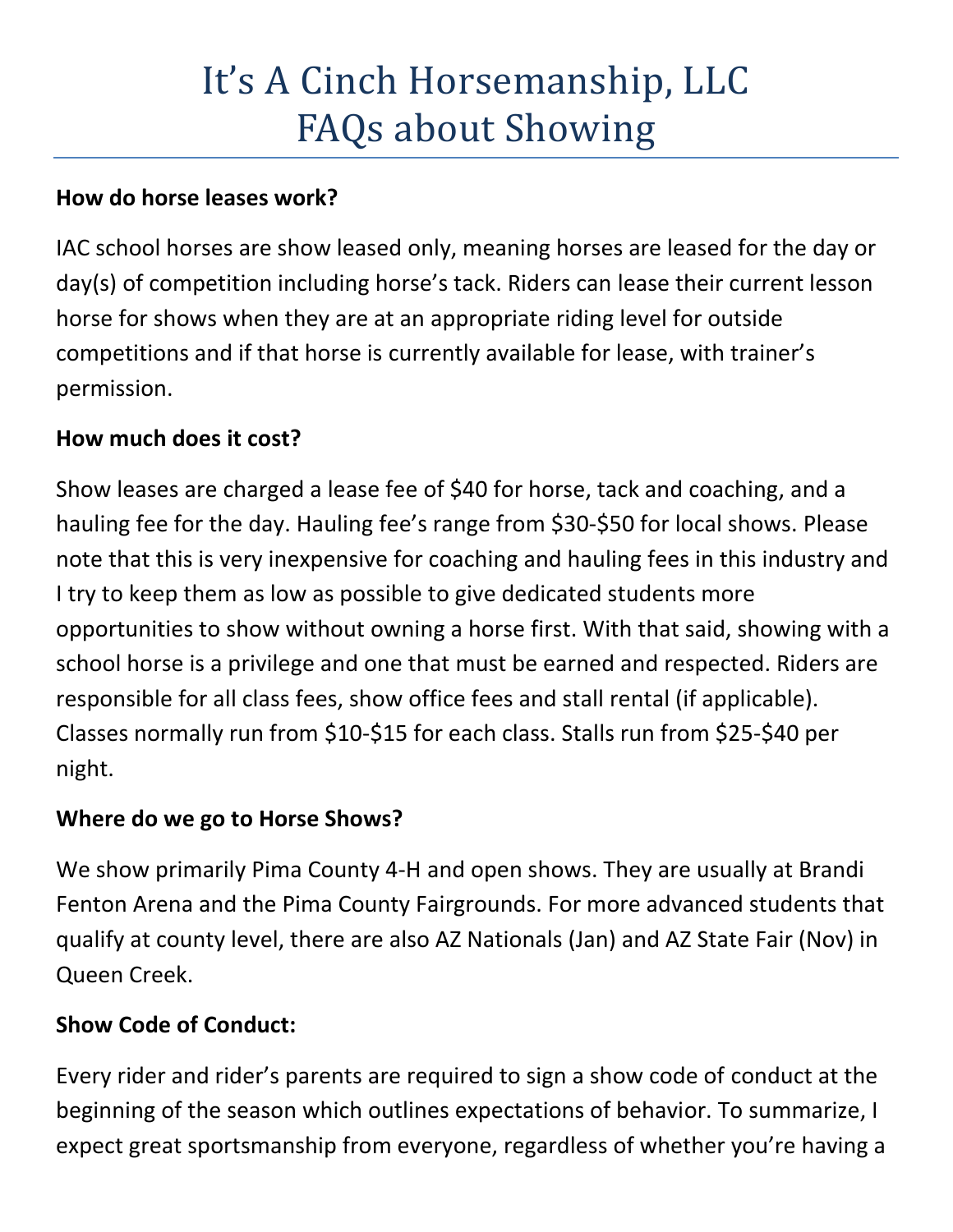# It's A Cinch Horsemanship, LLC
# FAQs about Showing

**How do horse leases work?**

IAC school horses are show leased only, meaning horses are leased for the day or day(s) of competition including horse's tack. Riders can lease their current lesson horse for shows when they are at an appropriate riding level for outside competitions and if that horse is currently available for lease, with trainer's permission.

**How much does it cost?**

Show leases are charged a lease fee of $40 for horse, tack and coaching, and a hauling fee for the day. Hauling fee's range from $30-$50 for local shows. Please note that this is very inexpensive for coaching and hauling fees in this industry and I try to keep them as low as possible to give dedicated students more opportunities to show without owning a horse first. With that said, showing with a school horse is a privilege and one that must be earned and respected. Riders are responsible for all class fees, show office fees and stall rental (if applicable). Classes normally run from $10-$15 for each class. Stalls run from $25-$40 per night.

**Where do we go to Horse Shows?**

We show primarily Pima County 4-H and open shows. They are usually at Brandi Fenton Arena and the Pima County Fairgrounds. For more advanced students that qualify at county level, there are also AZ Nationals (Jan) and AZ State Fair (Nov) in Queen Creek.

**Show Code of Conduct:**

Every rider and rider's parents are required to sign a show code of conduct at the beginning of the season which outlines expectations of behavior. To summarize, I expect great sportsmanship from everyone, regardless of whether you're having a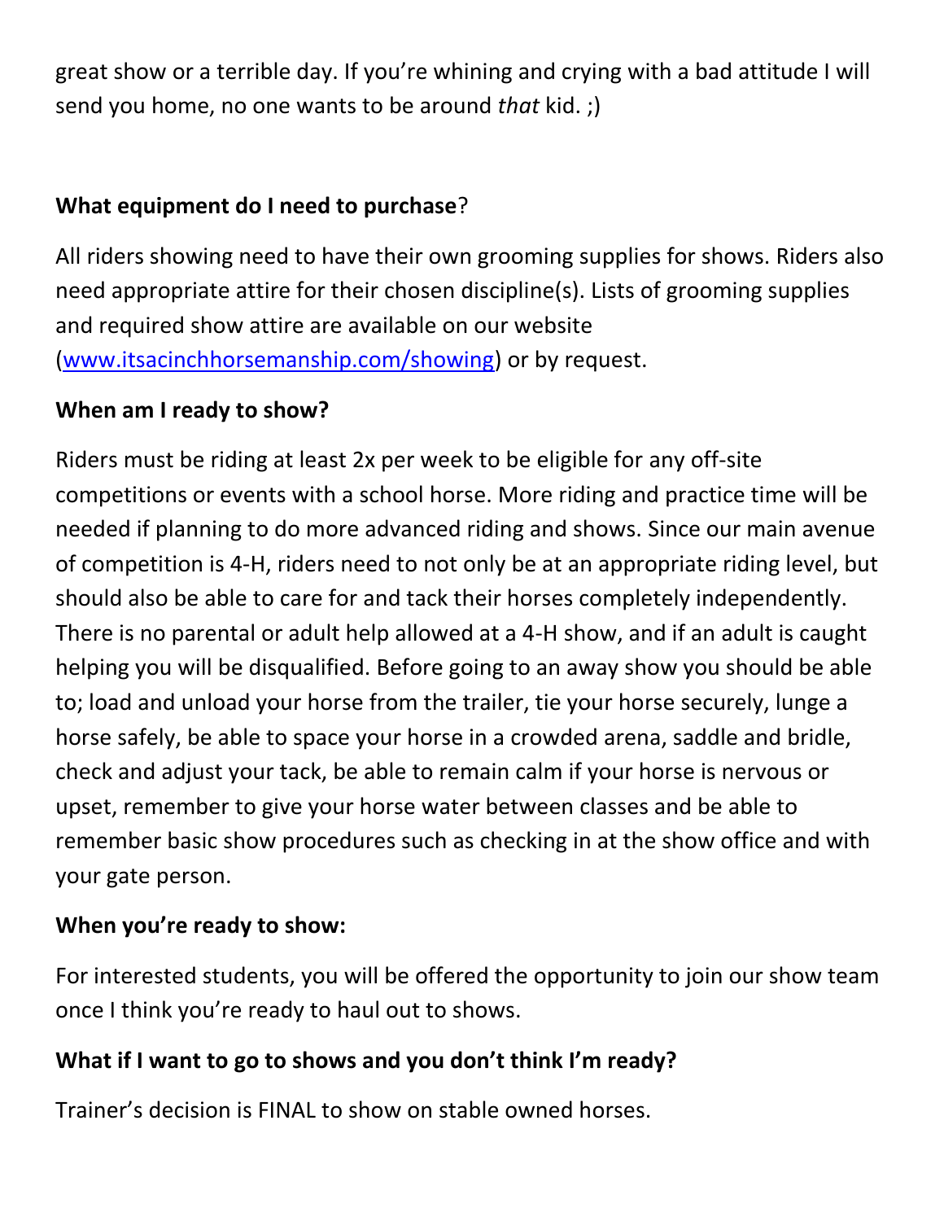great show or a terrible day. If you're whining and crying with a bad attitude I will send you home, no one wants to be around *that* kid. ;)

**What equipment do I need to purchase**?

All riders showing need to have their own grooming supplies for shows. Riders also need appropriate attire for their chosen discipline(s). Lists of grooming supplies and required show attire are available on our website ([www.itsacinchhorsemanship.com/showing](www.itsacinchhorsemanship.com/showing)) or by request.

**When am I ready to show?**

Riders must be riding at least 2x per week to be eligible for any off-site competitions or events with a school horse. More riding and practice time will be needed if planning to do more advanced riding and shows. Since our main avenue of competition is 4-H, riders need to not only be at an appropriate riding level, but should also be able to care for and tack their horses completely independently. There is no parental or adult help allowed at a 4-H show, and if an adult is caught helping you will be disqualified. Before going to an away show you should be able to; load and unload your horse from the trailer, tie your horse securely, lunge a horse safely, be able to space your horse in a crowded arena, saddle and bridle, check and adjust your tack, be able to remain calm if your horse is nervous or upset, remember to give your horse water between classes and be able to remember basic show procedures such as checking in at the show office and with your gate person.

**When you're ready to show:**

For interested students, you will be offered the opportunity to join our show team once I think you're ready to haul out to shows.

**What if I want to go to shows and you don't think I'm ready?**

Trainer's decision is FINAL to show on stable owned horses.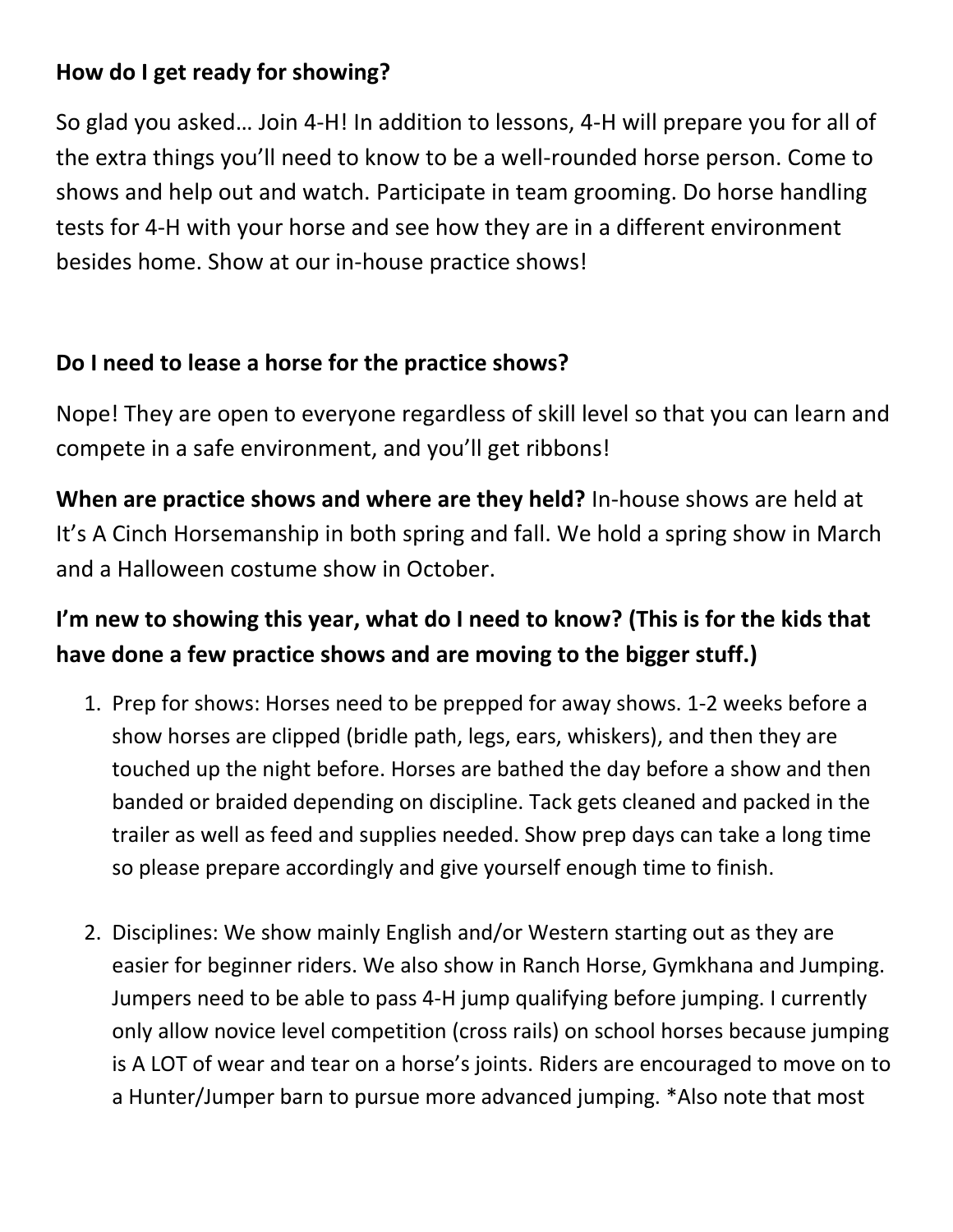**How do I get ready for showing?**

So glad you asked… Join 4-H! In addition to lessons, 4-H will prepare you for all of the extra things you'll need to know to be a well-rounded horse person. Come to shows and help out and watch. Participate in team grooming. Do horse handling tests for 4-H with your horse and see how they are in a different environment besides home. Show at our in-house practice shows!

**Do I need to lease a horse for the practice shows?**

Nope! They are open to everyone regardless of skill level so that you can learn and compete in a safe environment, and you'll get ribbons!

**When are practice shows and where are they held?** In-house shows are held at It's A Cinch Horsemanship in both spring and fall. We hold a spring show in March and a Halloween costume show in October.

### I'm new to showing this year, what do I need to know? (This is for the kids that have done a few practice shows and are moving to the bigger stuff.)

1. Prep for shows: Horses need to be prepped for away shows. 1-2 weeks before a show horses are clipped (bridle path, legs, ears, whiskers), and then they are touched up the night before. Horses are bathed the day before a show and then banded or braided depending on discipline. Tack gets cleaned and packed in the trailer as well as feed and supplies needed. Show prep days can take a long time so please prepare accordingly and give yourself enough time to finish.

2. Disciplines: We show mainly English and/or Western starting out as they are easier for beginner riders. We also show in Ranch Horse, Gymkhana and Jumping. Jumpers need to be able to pass 4-H jump qualifying before jumping. I currently only allow novice level competition (cross rails) on school horses because jumping is A LOT of wear and tear on a horse's joints. Riders are encouraged to move on to a Hunter/Jumper barn to pursue more advanced jumping. *Also note that most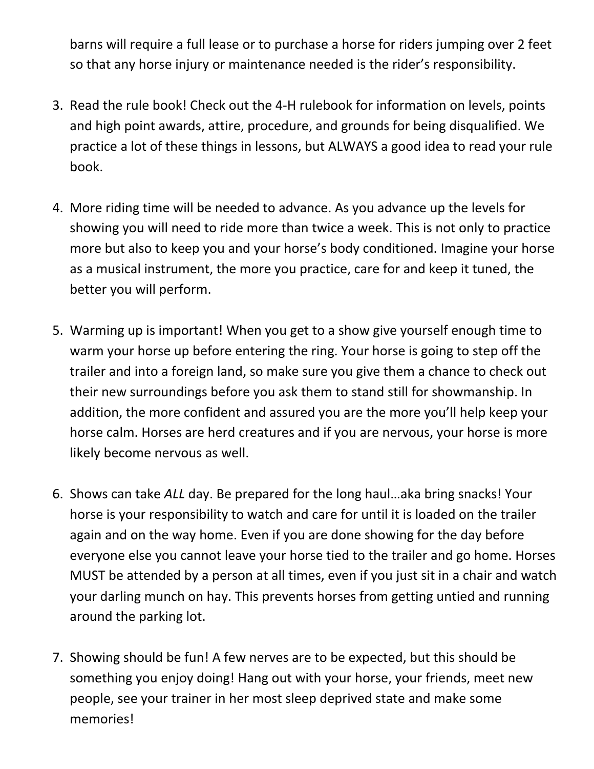barns will require a full lease or to purchase a horse for riders jumping over 2 feet so that any horse injury or maintenance needed is the rider's responsibility.

3. Read the rule book! Check out the 4-H rulebook for information on levels, points and high point awards, attire, procedure, and grounds for being disqualified. We practice a lot of these things in lessons, but ALWAYS a good idea to read your rule book.

4. More riding time will be needed to advance. As you advance up the levels for showing you will need to ride more than twice a week. This is not only to practice more but also to keep you and your horse's body conditioned. Imagine your horse as a musical instrument, the more you practice, care for and keep it tuned, the better you will perform.

5. Warming up is important! When you get to a show give yourself enough time to warm your horse up before entering the ring. Your horse is going to step off the trailer and into a foreign land, so make sure you give them a chance to check out their new surroundings before you ask them to stand still for showmanship. In addition, the more confident and assured you are the more you'll help keep your horse calm. Horses are herd creatures and if you are nervous, your horse is more likely become nervous as well.

6. Shows can take *ALL* day. Be prepared for the long haul…aka bring snacks! Your horse is your responsibility to watch and care for until it is loaded on the trailer again and on the way home. Even if you are done showing for the day before everyone else you cannot leave your horse tied to the trailer and go home. Horses MUST be attended by a person at all times, even if you just sit in a chair and watch your darling munch on hay. This prevents horses from getting untied and running around the parking lot.

7. Showing should be fun! A few nerves are to be expected, but this should be something you enjoy doing! Hang out with your horse, your friends, meet new people, see your trainer in her most sleep deprived state and make some memories!